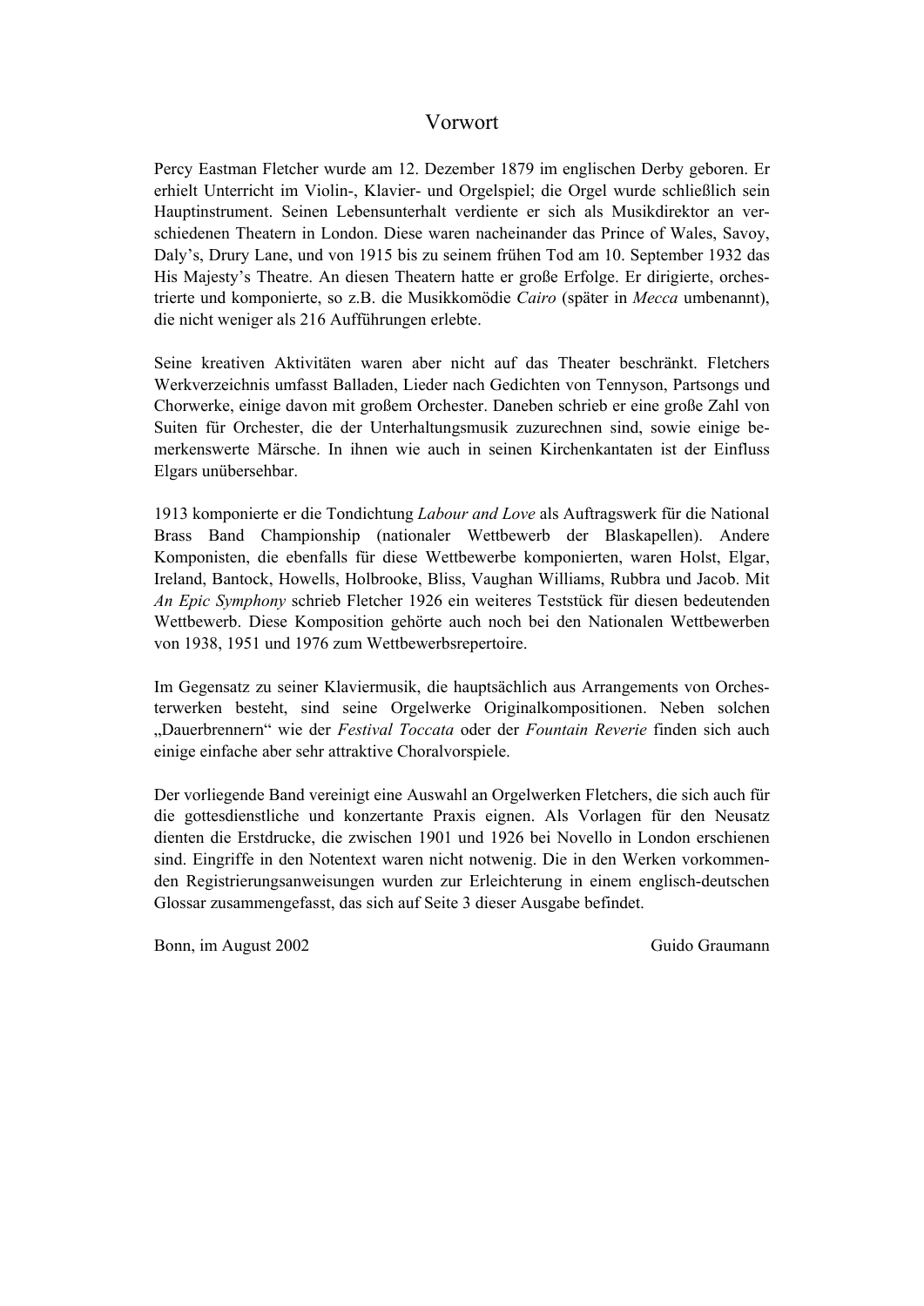# Vorwort

Percy Eastman Fletcher wurde am 12. Dezember 1879 im englischen Derby geboren. Er erhielt Unterricht im Violin-, Klavier- und Orgelspiel; die Orgel wurde schließlich sein Hauptinstrument. Seinen Lebensunterhalt verdiente er sich als Musikdirektor an verschiedenen Theatern in London. Diese waren nacheinander das Prince of Wales, Savoy, Daly's, Drury Lane, und von 1915 bis zu seinem frühen Tod am 10. September 1932 das His Majesty's Theatre. An diesen Theatern hatte er große Erfolge. Er dirigierte, orchestrierte und komponierte, so z.B. die Musikkomödie *Cairo* (später in *Mecca* umbenannt), die nicht weniger als 216 Aufführungen erlebte.

Seine kreativen Aktivitäten waren aber nicht auf das Theater beschränkt. Fletchers Werkverzeichnis umfasst Balladen, Lieder nach Gedichten von Tennyson, Partsongs und Chorwerke, einige davon mit großem Orchester. Daneben schrieb er eine große Zahl von Suiten für Orchester, die der Unterhaltungsmusik zuzurechnen sind, sowie einige bemerkenswerte Märsche. In ihnen wie auch in seinen Kirchenkantaten ist der Einfluss Elgars unübersehbar.

1913 komponierte er die Tondichtung *Labour and Love* als Auftragswerk für die National Brass Band Championship (nationaler Wettbewerb der Blaskapellen). Andere Komponisten, die ebenfalls für diese Wettbewerbe komponierten, waren Holst, Elgar, Ireland, Bantock, Howells, Holbrooke, Bliss, Vaughan Williams, Rubbra und Jacob. Mit *An Epic Symphony* schrieb Fletcher 1926 ein weiteres Teststück für diesen bedeutenden Wettbewerb. Diese Komposition gehörte auch noch bei den Nationalen Wettbewerben von 1938, 1951 und 1976 zum Wettbewerbsrepertoire.

Im Gegensatz zu seiner Klaviermusik, die hauptsächlich aus Arrangements von Orchesterwerken besteht, sind seine Orgelwerke Originalkompositionen. Neben solchen „Dauerbrennern" wie der *Festival Toccata* oder der *Fountain Reverie* finden sich auch einige einfache aber sehr attraktive Choralvorspiele.

Der vorliegende Band vereinigt eine Auswahl an Orgelwerken Fletchers, die sich auch für die gottesdienstliche und konzertante Praxis eignen. Als Vorlagen für den Neusatz dienten die Erstdrucke, die zwischen 1901 und 1926 bei Novello in London erschienen sind. Eingriffe in den Notentext waren nicht notwenig. Die in den Werken vorkommenden Registrierungsanweisungen wurden zur Erleichterung in einem englisch-deutschen Glossar zusammengefasst, das sich auf Seite 3 dieser Ausgabe befindet.

Bonn, im August 2002 — Guido Graumann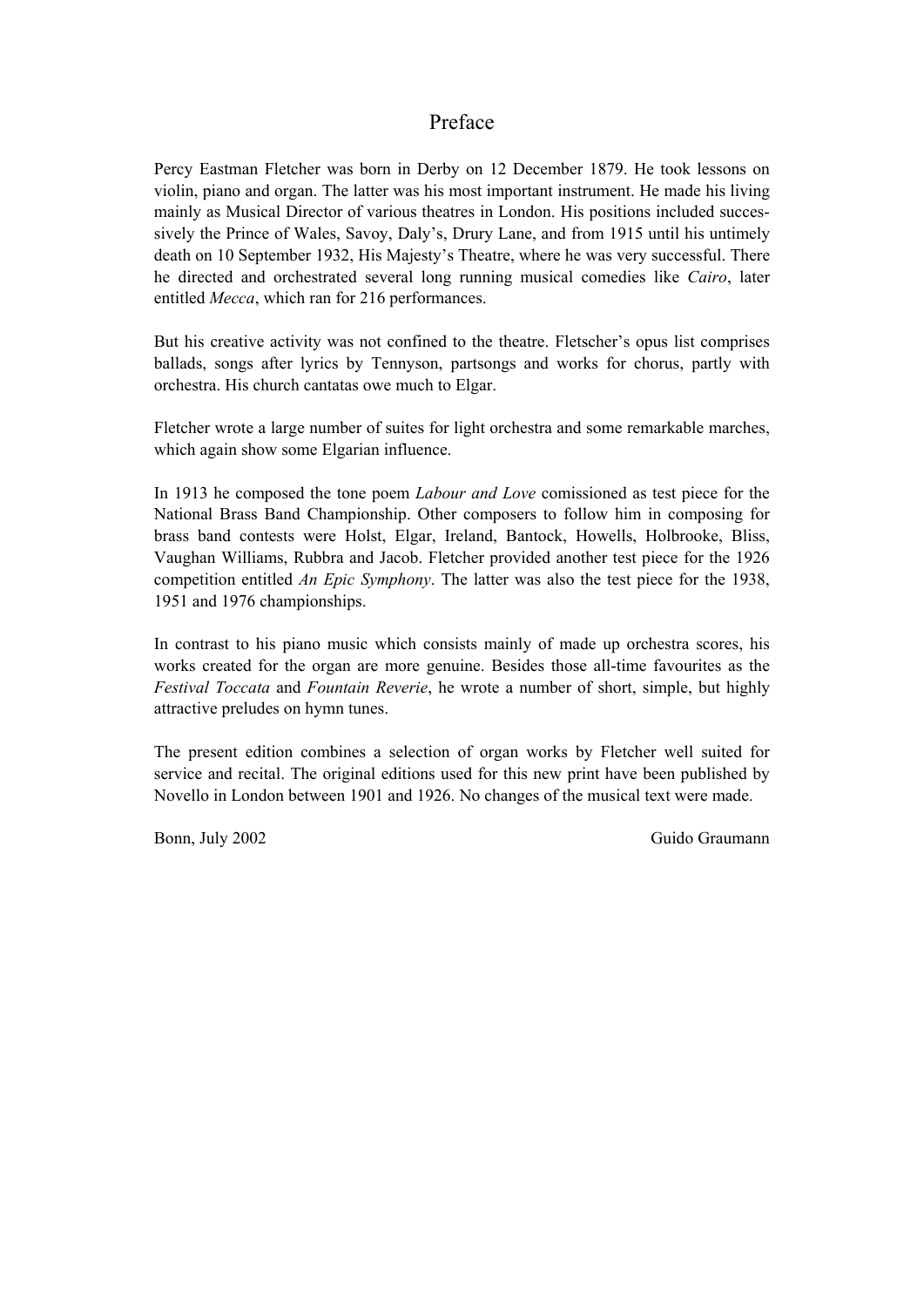# Preface

Percy Eastman Fletcher was born in Derby on 12 December 1879. He took lessons on violin, piano and organ. The latter was his most important instrument. He made his living mainly as Musical Director of various theatres in London. His positions included successively the Prince of Wales, Savoy, Daly's, Drury Lane, and from 1915 until his untimely death on 10 September 1932, His Majesty's Theatre, where he was very successful. There he directed and orchestrated several long running musical comedies like *Cairo*, later entitled *Mecca*, which ran for 216 performances.

But his creative activity was not confined to the theatre. Fletscher's opus list comprises ballads, songs after lyrics by Tennyson, partsongs and works for chorus, partly with orchestra. His church cantatas owe much to Elgar.

Fletcher wrote a large number of suites for light orchestra and some remarkable marches, which again show some Elgarian influence.

In 1913 he composed the tone poem *Labour and Love* comissioned as test piece for the National Brass Band Championship. Other composers to follow him in composing for brass band contests were Holst, Elgar, Ireland, Bantock, Howells, Holbrooke, Bliss, Vaughan Williams, Rubbra and Jacob. Fletcher provided another test piece for the 1926 competition entitled *An Epic Symphony*. The latter was also the test piece for the 1938, 1951 and 1976 championships.

In contrast to his piano music which consists mainly of made up orchestra scores, his works created for the organ are more genuine. Besides those all-time favourites as the *Festival Toccata* and *Fountain Reverie*, he wrote a number of short, simple, but highly attractive preludes on hymn tunes.

The present edition combines a selection of organ works by Fletcher well suited for service and recital. The original editions used for this new print have been published by Novello in London between 1901 and 1926. No changes of the musical text were made.

Bonn, July 2002 Guido Graumann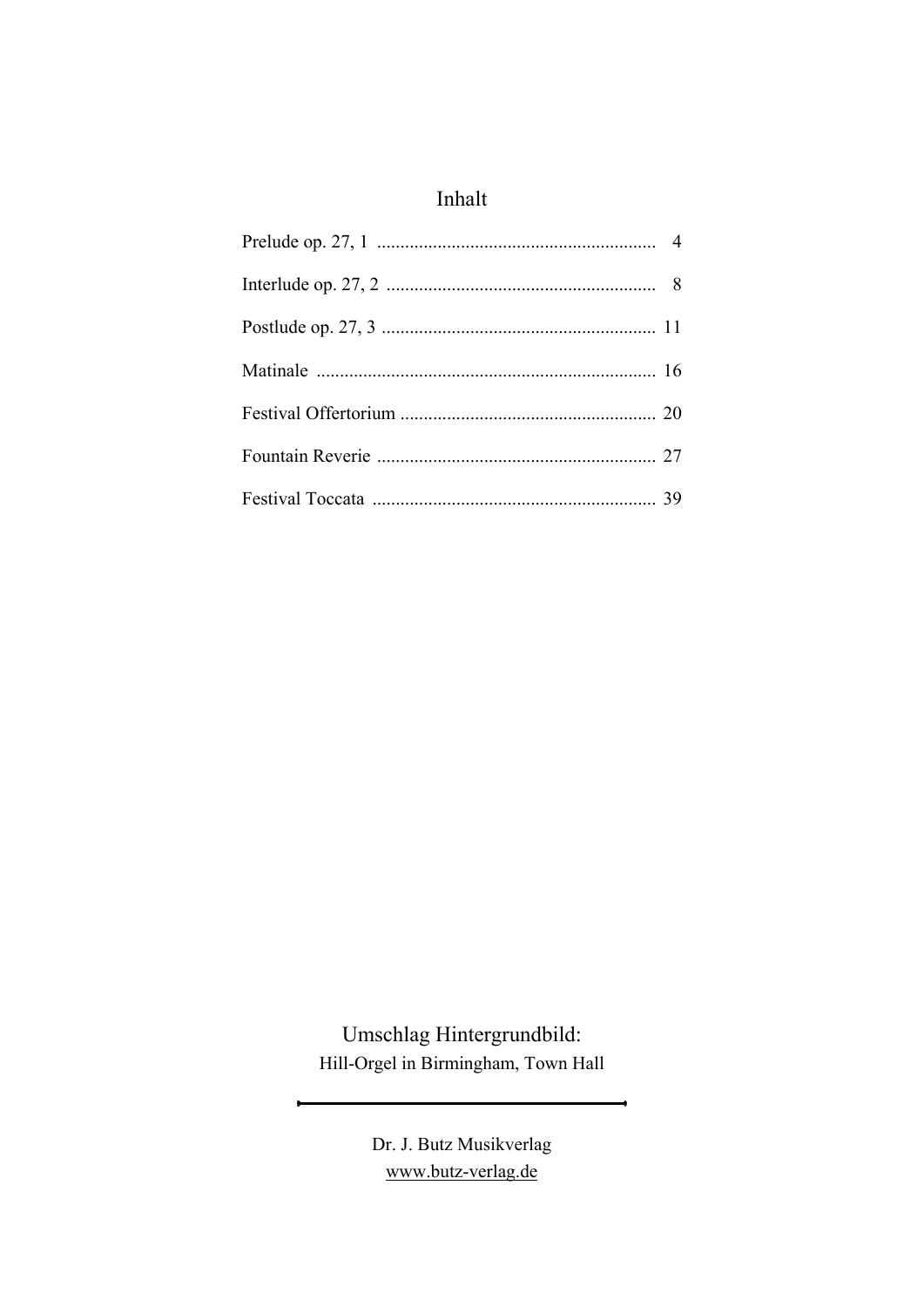## Inhalt

| | |
|---|---|
| Prelude op. 27, 1 | 4 |
| Interlude op. 27, 2 | 8 |
| Postlude op. 27, 3 | 11 |
| Matinale | 16 |
| Festival Offertorium | 20 |
| Fountain Reverie | 27 |
| Festival Toccata | 39 |

Umschlag Hintergrundbild:
Hill-Orgel in Birmingham, Town Hall

---

Dr. J. Butz Musikverlag
www.butz-verlag.de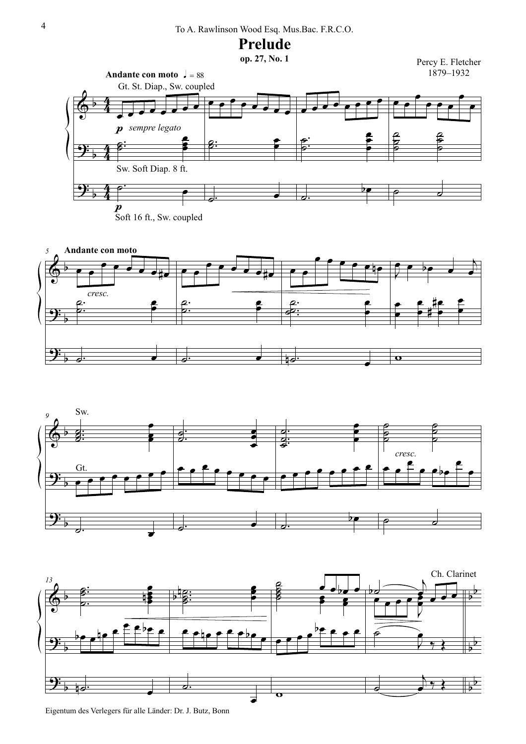To A. Rawlinson Wood Esq. Mus.Bac. F.R.C.O.

# Prelude

**op. 27, No. 1**

Percy E. Fletcher
1879–1932

**Andante con moto** ♩ = 88

Gt. St. Diap., Sw. coupled

*p* *sempre legato*

Sw. Soft Diap. 8 ft.

*p*

Soft 16 ft., Sw. coupled

**Andante con moto**

*cresc.*

Sw.

Gt.

*cresc.*

Ch. Clarinet

Eigentum des Verlegers für alle Länder: Dr. J. Butz, Bonn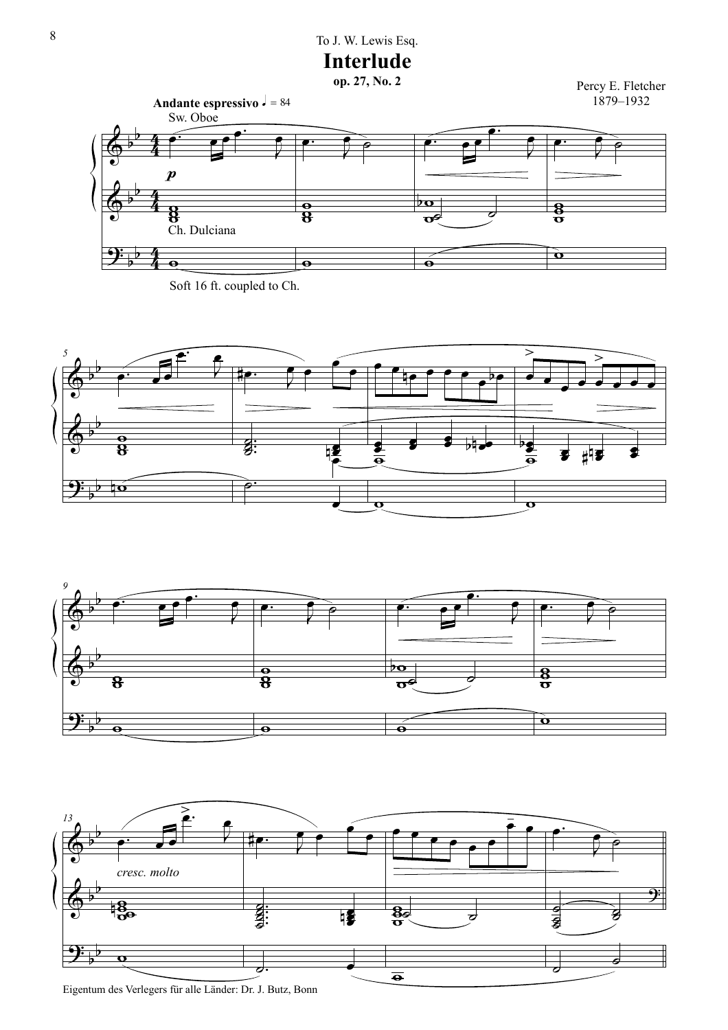To J. W. Lewis Esq.

# Interlude

**op. 27, No. 2**

Percy E. Fletcher
1879–1932

**Andante espressivo** ♩ = 84

Sw. Oboe

*p*

Ch. Dulciana

Soft 16 ft. coupled to Ch.

*cresc. molto*

Eigentum des Verlegers für alle Länder: Dr. J. Butz, Bonn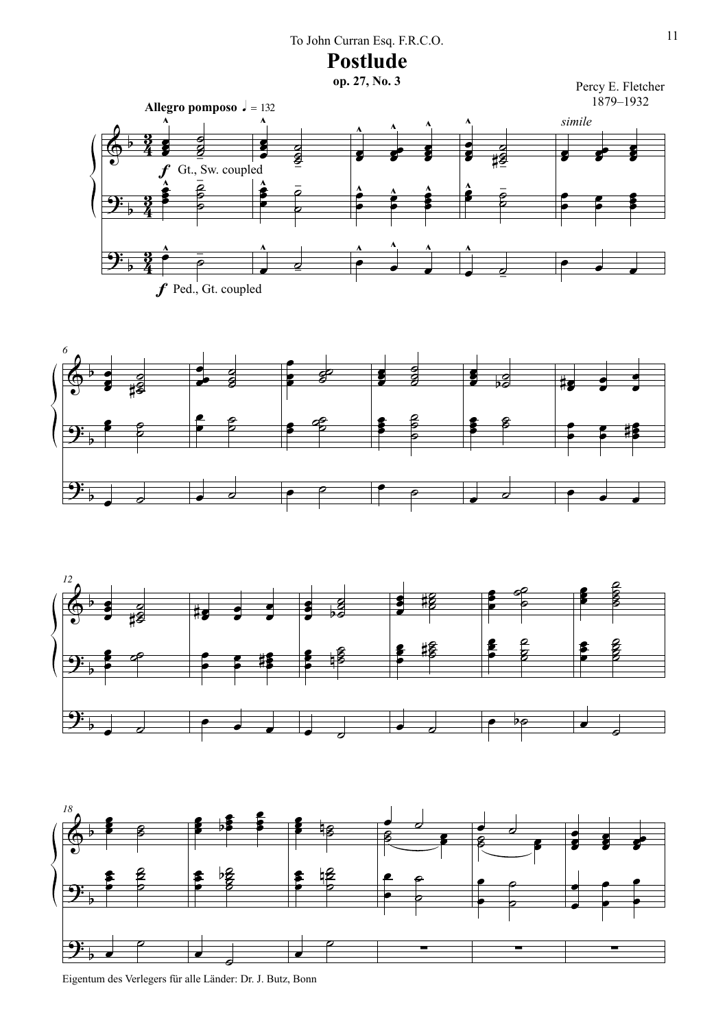To John Curran Esq. F.R.C.O.

# Postlude

**op. 27, No. 3**

Percy E. Fletcher
1879–1932

**Allegro pomposo** ♩ = 132

*f* Gt., Sw. coupled

*simile*

*f* Ped., Gt. coupled

Eigentum des Verlegers für alle Länder: Dr. J. Butz, Bonn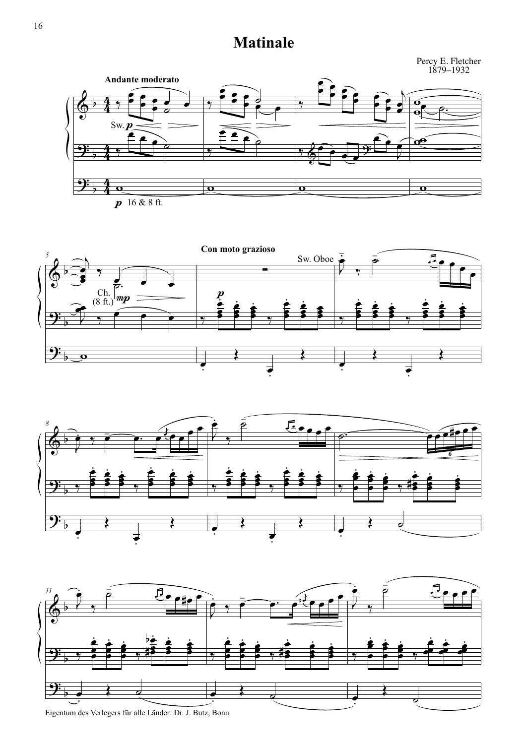# Matinale

Percy E. Fletcher
1879–1932

Eigentum des Verlegers für alle Länder: Dr. J. Butz, Bonn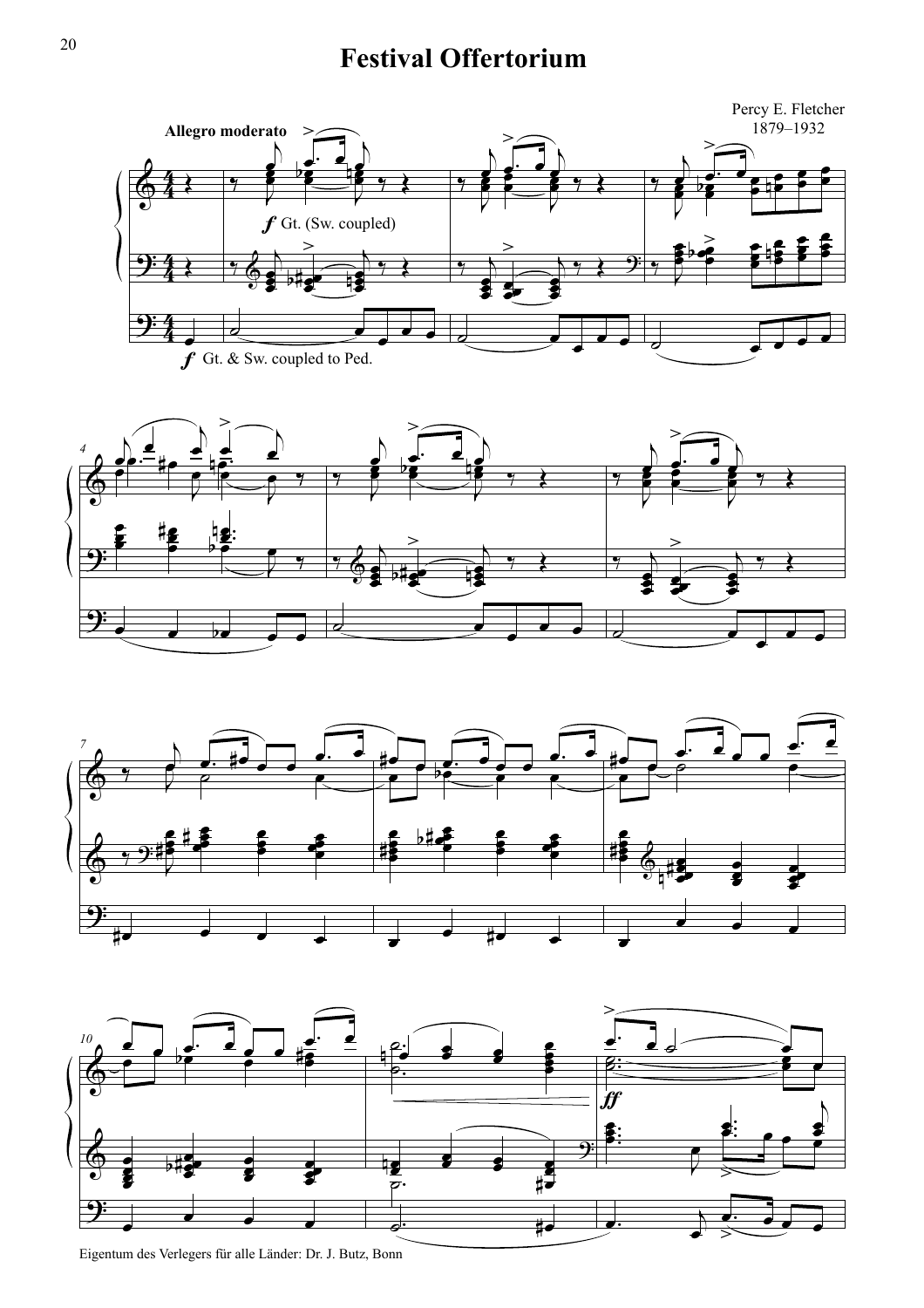# Festival Offertorium

Percy E. Fletcher
1879–1932

Allegro moderato

*f* Gt. (Sw. coupled)

*f* Gt. & Sw. coupled to Ped.

*ff*

Eigentum des Verlegers für alle Länder: Dr. J. Butz, Bonn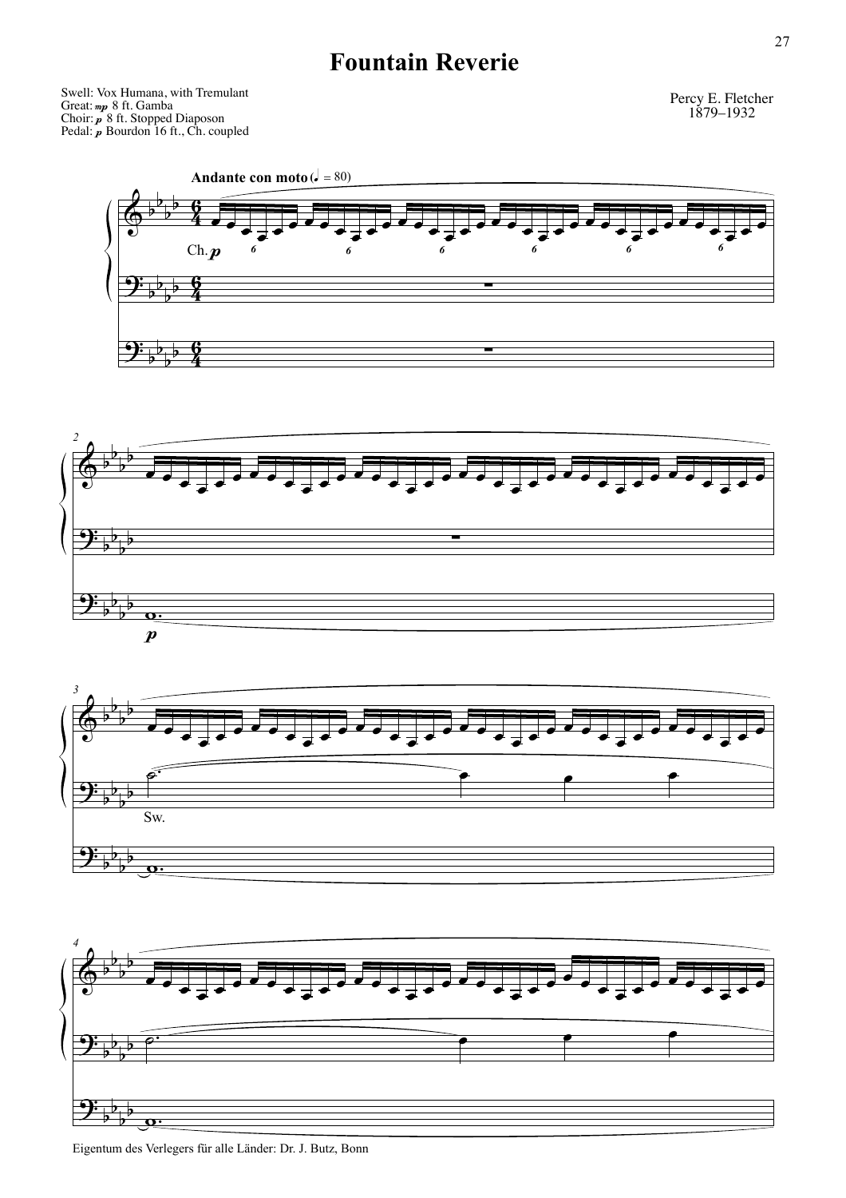# Fountain Reverie

Swell: Vox Humana, with Tremulant
Great: *mp* 8 ft. Gamba
Choir: *p* 8 ft. Stopped Diaposon
Pedal: *p* Bourdon 16 ft., Ch. coupled

Percy E. Fletcher
1879–1932

**Andante con moto** (♩. = 80)

Eigentum des Verlegers für alle Länder: Dr. J. Butz, Bonn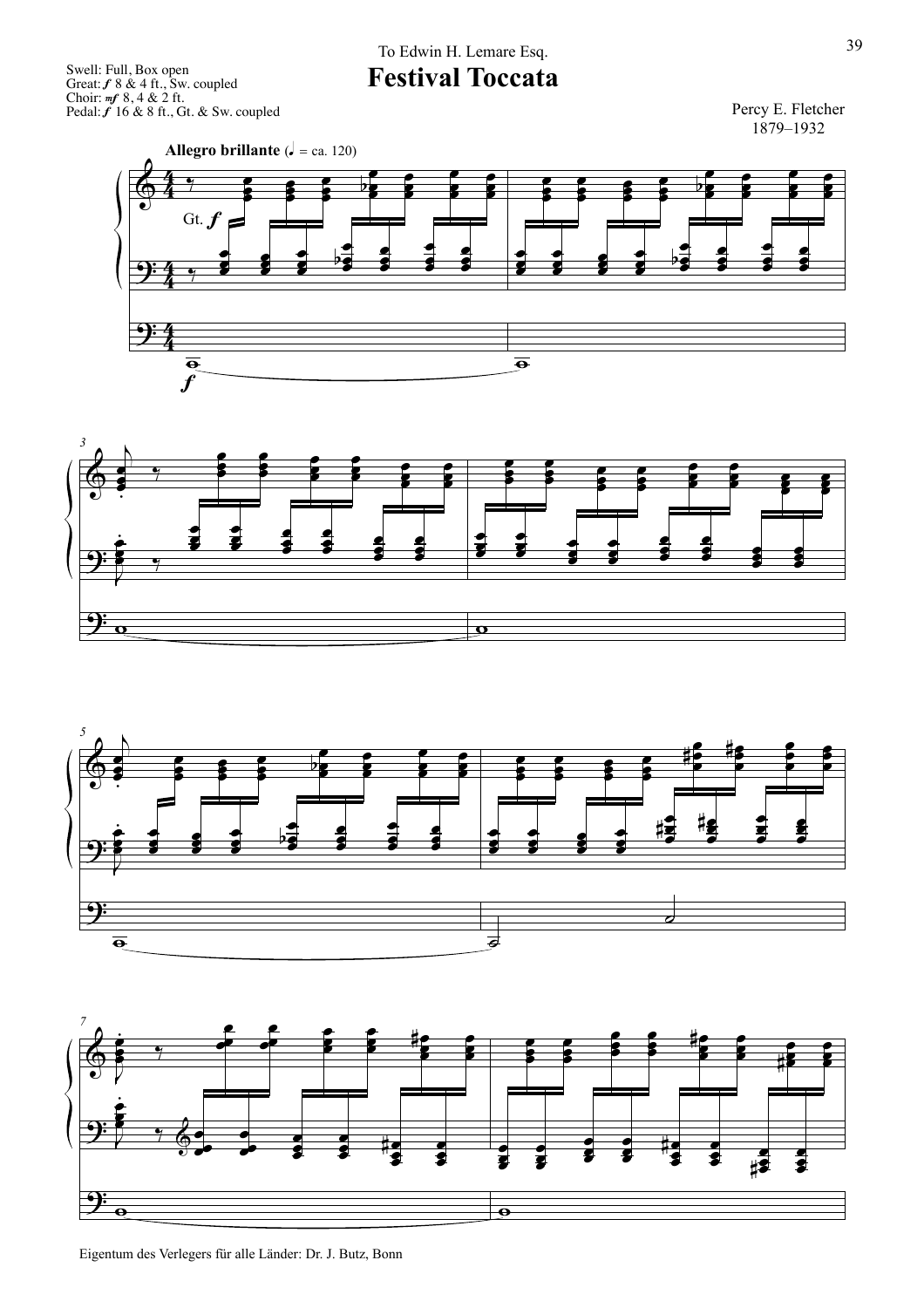To Edwin H. Lemare Esq.

# Festival Toccata

Swell: Full, Box open
Great: *f* 8 & 4 ft., Sw. coupled
Choir: *mf* 8, 4 & 2 ft.
Pedal: *f* 16 & 8 ft., Gt. & Sw. coupled

Percy E. Fletcher
1879–1932

**Allegro brillante** (♩ = ca. 120)

Eigentum des Verlegers für alle Länder: Dr. J. Butz, Bonn